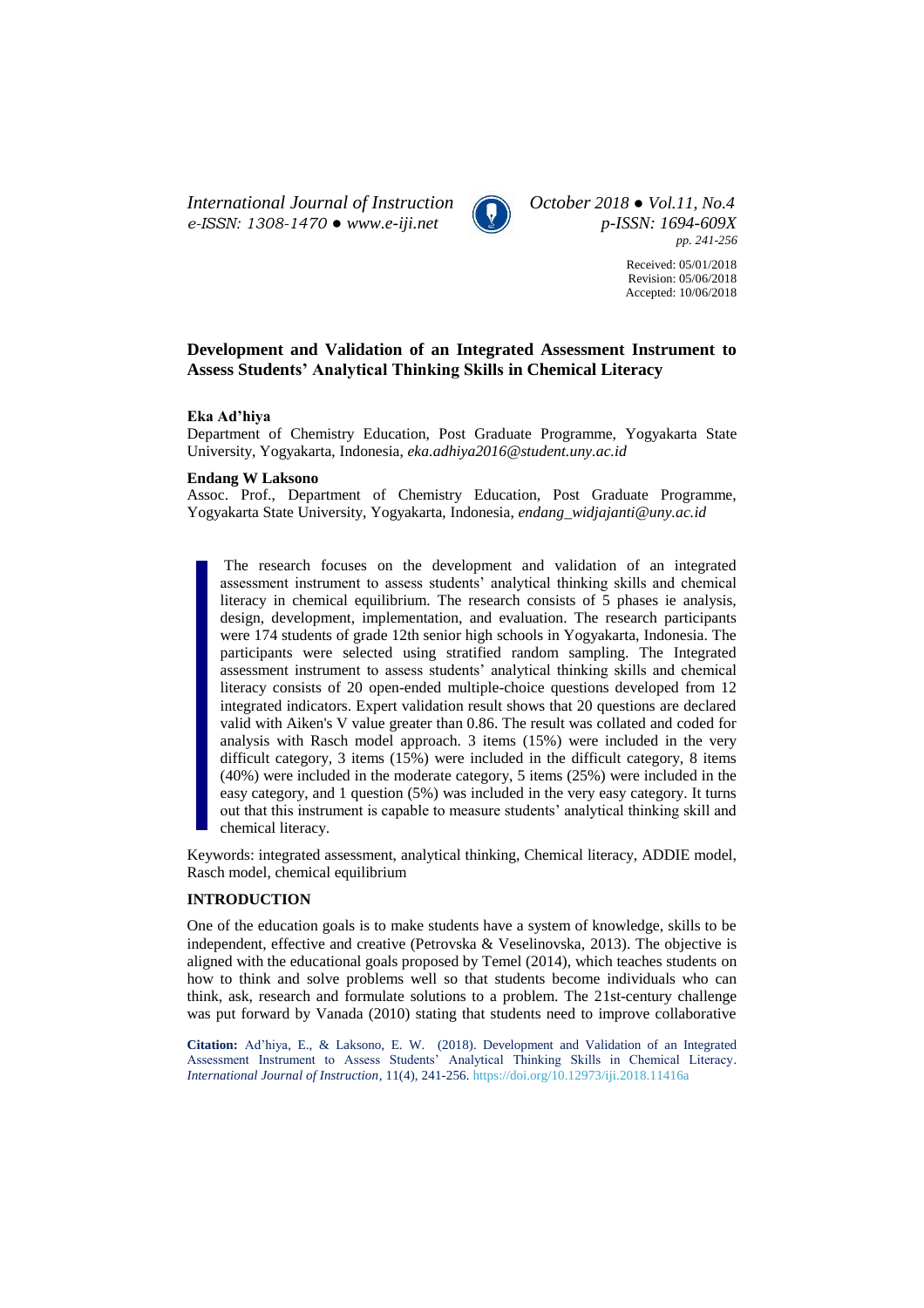# Development and Validation of an Integrated Assessment Instrument to Assess Students' Analytical Thinking Skills in Chemical Literacy

**Eka Ad'hiya**

Department of Chemistry Education, Post Graduate Programme, Yogyakarta State University, Yogyakarta, Indonesia, *eka.adhiya2016@student.uny.ac.id*

**Endang W Laksono**

Assoc. Prof., Department of Chemistry Education, Post Graduate Programme, Yogyakarta State University, Yogyakarta, Indonesia, *endang_widjajanti@uny.ac.id*

Received: 05/01/2018
Revision: 05/06/2018
Accepted: 10/06/2018

The research focuses on the development and validation of an integrated assessment instrument to assess students' analytical thinking skills and chemical literacy in chemical equilibrium. The research consists of 5 phases ie analysis, design, development, implementation, and evaluation. The research participants were 174 students of grade 12th senior high schools in Yogyakarta, Indonesia. The participants were selected using stratified random sampling. The Integrated assessment instrument to assess students' analytical thinking skills and chemical literacy consists of 20 open-ended multiple-choice questions developed from 12 integrated indicators. Expert validation result shows that 20 questions are declared valid with Aiken's V value greater than 0.86. The result was collated and coded for analysis with Rasch model approach. 3 items (15%) were included in the very difficult category, 3 items (15%) were included in the difficult category, 8 items (40%) were included in the moderate category, 5 items (25%) were included in the easy category, and 1 question (5%) was included in the very easy category. It turns out that this instrument is capable to measure students' analytical thinking skill and chemical literacy.

Keywords: integrated assessment, analytical thinking, Chemical literacy, ADDIE model, Rasch model, chemical equilibrium

## INTRODUCTION

One of the education goals is to make students have a system of knowledge, skills to be independent, effective and creative (Petrovska & Veselinovska, 2013). The objective is aligned with the educational goals proposed by Temel (2014), which teaches students on how to think and solve problems well so that students become individuals who can think, ask, research and formulate solutions to a problem. The 21st-century challenge was put forward by Vanada (2010) stating that students need to improve collaborative

**Citation:** Ad'hiya, E., & Laksono, E. W. (2018). Development and Validation of an Integrated Assessment Instrument to Assess Students' Analytical Thinking Skills in Chemical Literacy. *International Journal of Instruction*, 11(4), 241-256. https://doi.org/10.12973/iji.2018.11416a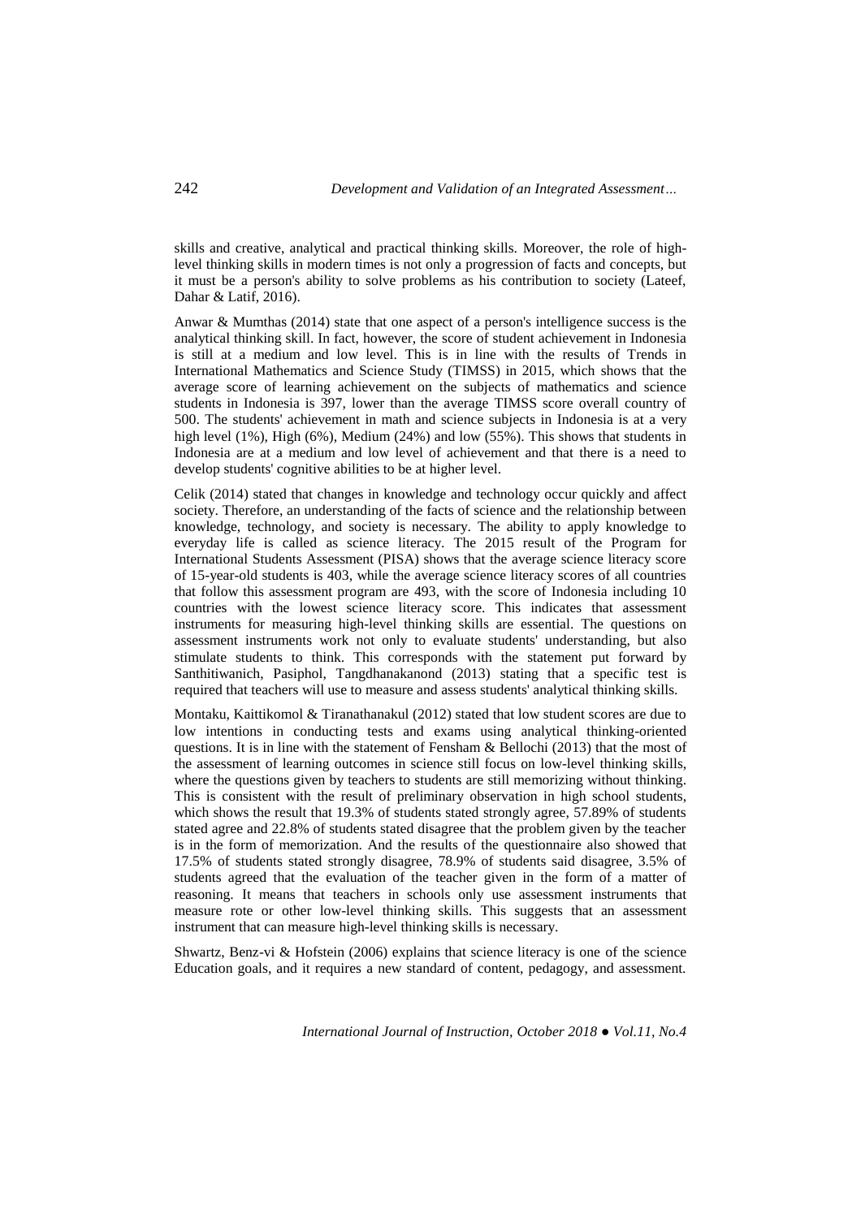skills and creative, analytical and practical thinking skills. Moreover, the role of high-level thinking skills in modern times is not only a progression of facts and concepts, but it must be a person's ability to solve problems as his contribution to society (Lateef, Dahar & Latif, 2016).

Anwar & Mumthas (2014) state that one aspect of a person's intelligence success is the analytical thinking skill. In fact, however, the score of student achievement in Indonesia is still at a medium and low level. This is in line with the results of Trends in International Mathematics and Science Study (TIMSS) in 2015, which shows that the average score of learning achievement on the subjects of mathematics and science students in Indonesia is 397, lower than the average TIMSS score overall country of 500. The students' achievement in math and science subjects in Indonesia is at a very high level (1%), High (6%), Medium (24%) and low (55%). This shows that students in Indonesia are at a medium and low level of achievement and that there is a need to develop students' cognitive abilities to be at higher level.

Celik (2014) stated that changes in knowledge and technology occur quickly and affect society. Therefore, an understanding of the facts of science and the relationship between knowledge, technology, and society is necessary. The ability to apply knowledge to everyday life is called as science literacy. The 2015 result of the Program for International Students Assessment (PISA) shows that the average science literacy score of 15-year-old students is 403, while the average science literacy scores of all countries that follow this assessment program are 493, with the score of Indonesia including 10 countries with the lowest science literacy score. This indicates that assessment instruments for measuring high-level thinking skills are essential. The questions on assessment instruments work not only to evaluate students' understanding, but also stimulate students to think. This corresponds with the statement put forward by Santhitiwanich, Pasiphol, Tangdhanakanond (2013) stating that a specific test is required that teachers will use to measure and assess students' analytical thinking skills.

Montaku, Kaittikomol & Tiranathanakul (2012) stated that low student scores are due to low intentions in conducting tests and exams using analytical thinking-oriented questions. It is in line with the statement of Fensham & Bellochi (2013) that the most of the assessment of learning outcomes in science still focus on low-level thinking skills, where the questions given by teachers to students are still memorizing without thinking. This is consistent with the result of preliminary observation in high school students, which shows the result that 19.3% of students stated strongly agree, 57.89% of students stated agree and 22.8% of students stated disagree that the problem given by the teacher is in the form of memorization. And the results of the questionnaire also showed that 17.5% of students stated strongly disagree, 78.9% of students said disagree, 3.5% of students agreed that the evaluation of the teacher given in the form of a matter of reasoning. It means that teachers in schools only use assessment instruments that measure rote or other low-level thinking skills. This suggests that an assessment instrument that can measure high-level thinking skills is necessary.

Shwartz, Benz-vi & Hofstein (2006) explains that science literacy is one of the science Education goals, and it requires a new standard of content, pedagogy, and assessment.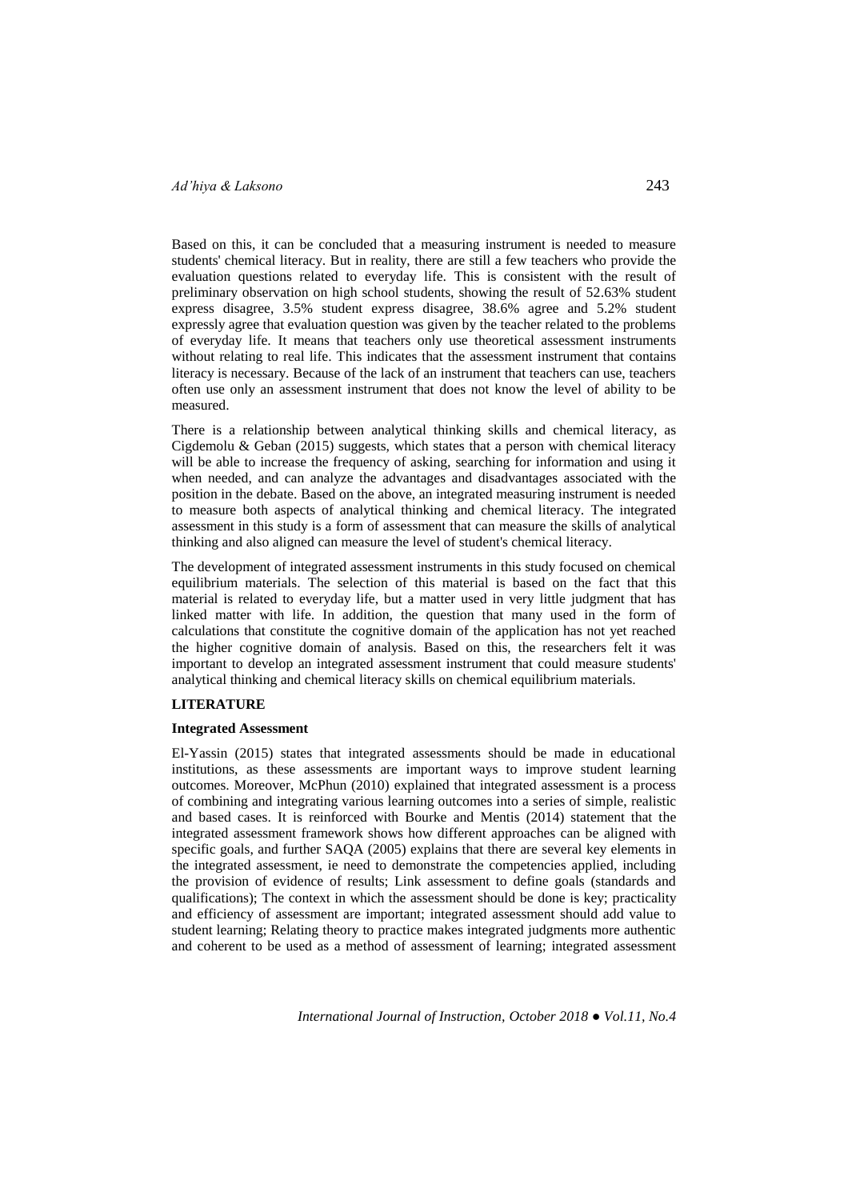Based on this, it can be concluded that a measuring instrument is needed to measure students' chemical literacy. But in reality, there are still a few teachers who provide the evaluation questions related to everyday life. This is consistent with the result of preliminary observation on high school students, showing the result of 52.63% student express disagree, 3.5% student express disagree, 38.6% agree and 5.2% student expressly agree that evaluation question was given by the teacher related to the problems of everyday life. It means that teachers only use theoretical assessment instruments without relating to real life. This indicates that the assessment instrument that contains literacy is necessary. Because of the lack of an instrument that teachers can use, teachers often use only an assessment instrument that does not know the level of ability to be measured.

There is a relationship between analytical thinking skills and chemical literacy, as Cigdemolu & Geban (2015) suggests, which states that a person with chemical literacy will be able to increase the frequency of asking, searching for information and using it when needed, and can analyze the advantages and disadvantages associated with the position in the debate. Based on the above, an integrated measuring instrument is needed to measure both aspects of analytical thinking and chemical literacy. The integrated assessment in this study is a form of assessment that can measure the skills of analytical thinking and also aligned can measure the level of student's chemical literacy.

The development of integrated assessment instruments in this study focused on chemical equilibrium materials. The selection of this material is based on the fact that this material is related to everyday life, but a matter used in very little judgment that has linked matter with life. In addition, the question that many used in the form of calculations that constitute the cognitive domain of the application has not yet reached the higher cognitive domain of analysis. Based on this, the researchers felt it was important to develop an integrated assessment instrument that could measure students' analytical thinking and chemical literacy skills on chemical equilibrium materials.

## LITERATURE

### Integrated Assessment

El-Yassin (2015) states that integrated assessments should be made in educational institutions, as these assessments are important ways to improve student learning outcomes. Moreover, McPhun (2010) explained that integrated assessment is a process of combining and integrating various learning outcomes into a series of simple, realistic and based cases. It is reinforced with Bourke and Mentis (2014) statement that the integrated assessment framework shows how different approaches can be aligned with specific goals, and further SAQA (2005) explains that there are several key elements in the integrated assessment, ie need to demonstrate the competencies applied, including the provision of evidence of results; Link assessment to define goals (standards and qualifications); The context in which the assessment should be done is key; practicality and efficiency of assessment are important; integrated assessment should add value to student learning; Relating theory to practice makes integrated judgments more authentic and coherent to be used as a method of assessment of learning; integrated assessment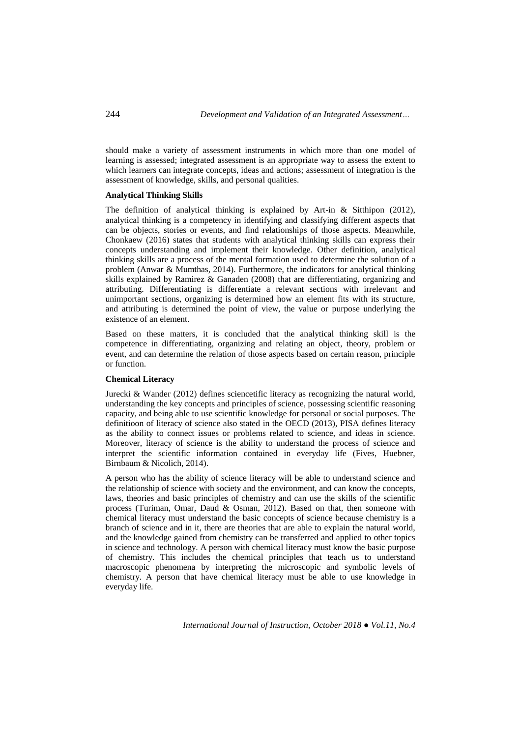should make a variety of assessment instruments in which more than one model of learning is assessed; integrated assessment is an appropriate way to assess the extent to which learners can integrate concepts, ideas and actions; assessment of integration is the assessment of knowledge, skills, and personal qualities.

**Analytical Thinking Skills**

The definition of analytical thinking is explained by Art-in & Sitthipon (2012), analytical thinking is a competency in identifying and classifying different aspects that can be objects, stories or events, and find relationships of those aspects. Meanwhile, Chonkaew (2016) states that students with analytical thinking skills can express their concepts understanding and implement their knowledge. Other definition, analytical thinking skills are a process of the mental formation used to determine the solution of a problem (Anwar & Mumthas, 2014). Furthermore, the indicators for analytical thinking skills explained by Ramirez & Ganaden (2008) that are differentiating, organizing and attributing. Differentiating is differentiate a relevant sections with irrelevant and unimportant sections, organizing is determined how an element fits with its structure, and attributing is determined the point of view, the value or purpose underlying the existence of an element.

Based on these matters, it is concluded that the analytical thinking skill is the competence in differentiating, organizing and relating an object, theory, problem or event, and can determine the relation of those aspects based on certain reason, principle or function.

**Chemical Literacy**

Jurecki & Wander (2012) defines sciencetific literacy as recognizing the natural world, understanding the key concepts and principles of science, possessing scientific reasoning capacity, and being able to use scientific knowledge for personal or social purposes. The definitioon of literacy of science also stated in the OECD (2013), PISA defines literacy as the ability to connect issues or problems related to science, and ideas in science. Moreover, literacy of science is the ability to understand the process of science and interpret the scientific information contained in everyday life (Fives, Huebner, Birnbaum & Nicolich, 2014).

A person who has the ability of science literacy will be able to understand science and the relationship of science with society and the environment, and can know the concepts, laws, theories and basic principles of chemistry and can use the skills of the scientific process (Turiman, Omar, Daud & Osman, 2012). Based on that, then someone with chemical literacy must understand the basic concepts of science because chemistry is a branch of science and in it, there are theories that are able to explain the natural world, and the knowledge gained from chemistry can be transferred and applied to other topics in science and technology. A person with chemical literacy must know the basic purpose of chemistry. This includes the chemical principles that teach us to understand macroscopic phenomena by interpreting the microscopic and symbolic levels of chemistry. A person that have chemical literacy must be able to use knowledge in everyday life.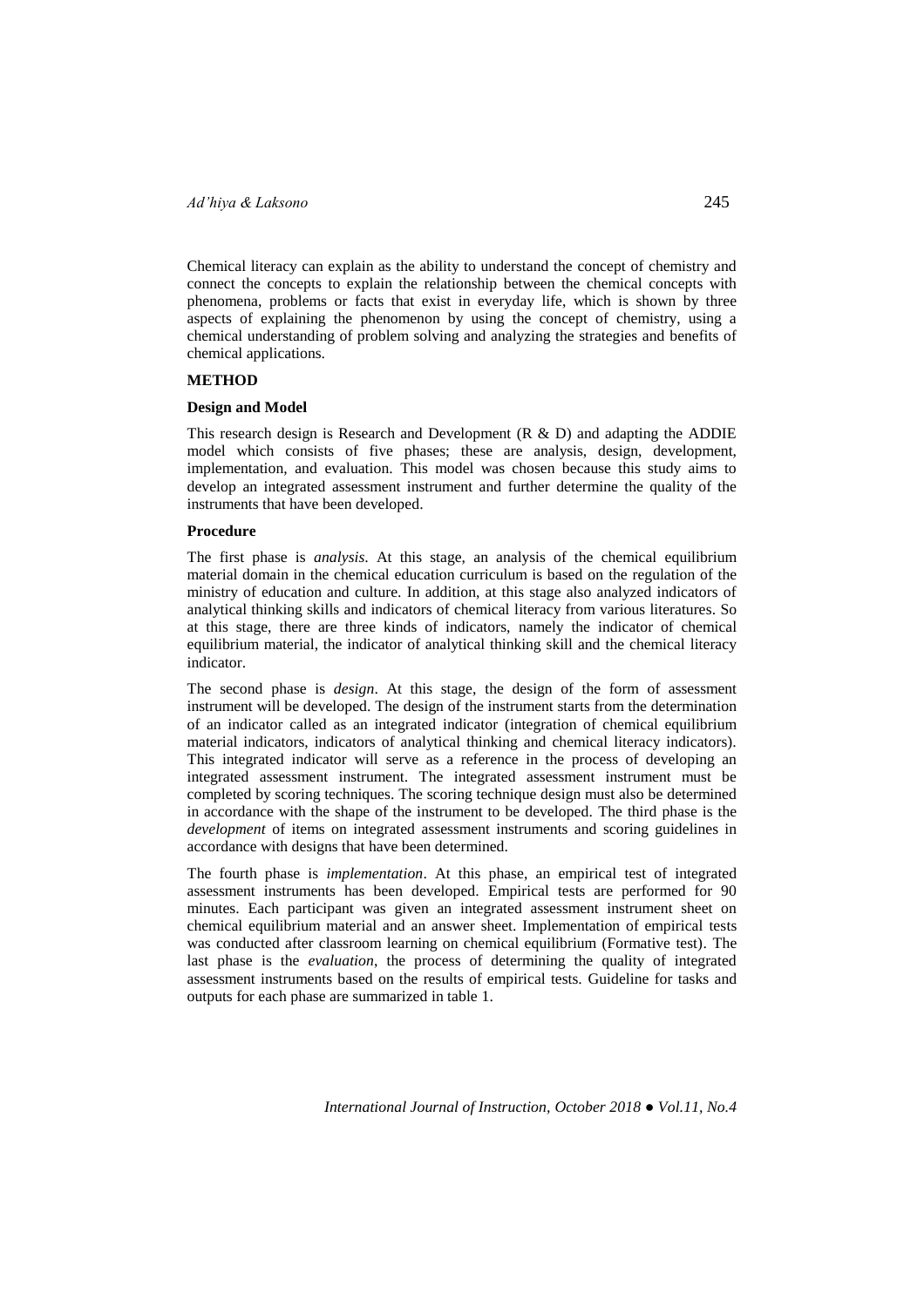Chemical literacy can explain as the ability to understand the concept of chemistry and connect the concepts to explain the relationship between the chemical concepts with phenomena, problems or facts that exist in everyday life, which is shown by three aspects of explaining the phenomenon by using the concept of chemistry, using a chemical understanding of problem solving and analyzing the strategies and benefits of chemical applications.

## METHOD

### Design and Model

This research design is Research and Development (R & D) and adapting the ADDIE model which consists of five phases; these are analysis, design, development, implementation, and evaluation. This model was chosen because this study aims to develop an integrated assessment instrument and further determine the quality of the instruments that have been developed.

### Procedure

The first phase is *analysis*. At this stage, an analysis of the chemical equilibrium material domain in the chemical education curriculum is based on the regulation of the ministry of education and culture. In addition, at this stage also analyzed indicators of analytical thinking skills and indicators of chemical literacy from various literatures. So at this stage, there are three kinds of indicators, namely the indicator of chemical equilibrium material, the indicator of analytical thinking skill and the chemical literacy indicator.

The second phase is *design*. At this stage, the design of the form of assessment instrument will be developed. The design of the instrument starts from the determination of an indicator called as an integrated indicator (integration of chemical equilibrium material indicators, indicators of analytical thinking and chemical literacy indicators). This integrated indicator will serve as a reference in the process of developing an integrated assessment instrument. The integrated assessment instrument must be completed by scoring techniques. The scoring technique design must also be determined in accordance with the shape of the instrument to be developed. The third phase is the *development* of items on integrated assessment instruments and scoring guidelines in accordance with designs that have been determined.

The fourth phase is *implementation*. At this phase, an empirical test of integrated assessment instruments has been developed. Empirical tests are performed for 90 minutes. Each participant was given an integrated assessment instrument sheet on chemical equilibrium material and an answer sheet. Implementation of empirical tests was conducted after classroom learning on chemical equilibrium (Formative test). The last phase is the *evaluation*, the process of determining the quality of integrated assessment instruments based on the results of empirical tests. Guideline for tasks and outputs for each phase are summarized in table 1.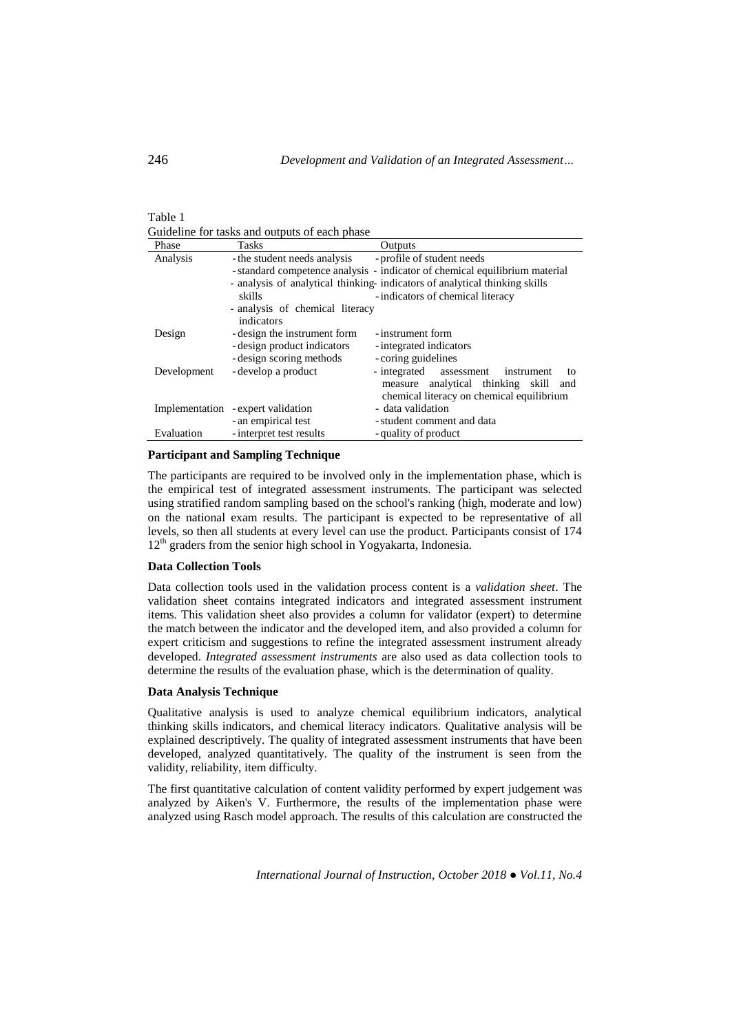Table 1
Guideline for tasks and outputs of each phase

| Phase | Tasks | Outputs |
|---|---|---|
| Analysis | - the student needs analysis<br>- standard competence analysis<br>- analysis of analytical thinking skills<br>- analysis of chemical literacy indicators | - profile of student needs<br>- indicator of chemical equilibrium material<br>- indicators of analytical thinking skills<br>- indicators of chemical literacy |
| Design | - design the instrument form<br>- design product indicators<br>- design scoring methods | - instrument form<br>- integrated indicators<br>- coring guidelines |
| Development | - develop a product | - integrated assessment instrument to measure analytical thinking skill and chemical literacy on chemical equilibrium |
| Implementation | - expert validation<br>- an empirical test | - data validation<br>- student comment and data |
| Evaluation | - interpret test results | - quality of product |

**Participant and Sampling Technique**

The participants are required to be involved only in the implementation phase, which is the empirical test of integrated assessment instruments. The participant was selected using stratified random sampling based on the school's ranking (high, moderate and low) on the national exam results. The participant is expected to be representative of all levels, so then all students at every level can use the product. Participants consist of 174 $12^{th}$ graders from the senior high school in Yogyakarta, Indonesia.

**Data Collection Tools**

Data collection tools used in the validation process content is a *validation sheet*. The validation sheet contains integrated indicators and integrated assessment instrument items. This validation sheet also provides a column for validator (expert) to determine the match between the indicator and the developed item, and also provided a column for expert criticism and suggestions to refine the integrated assessment instrument already developed. *Integrated assessment instruments* are also used as data collection tools to determine the results of the evaluation phase, which is the determination of quality.

**Data Analysis Technique**

Qualitative analysis is used to analyze chemical equilibrium indicators, analytical thinking skills indicators, and chemical literacy indicators. Qualitative analysis will be explained descriptively. The quality of integrated assessment instruments that have been developed, analyzed quantitatively. The quality of the instrument is seen from the validity, reliability, item difficulty.

The first quantitative calculation of content validity performed by expert judgement was analyzed by Aiken's V. Furthermore, the results of the implementation phase were analyzed using Rasch model approach. The results of this calculation are constructed the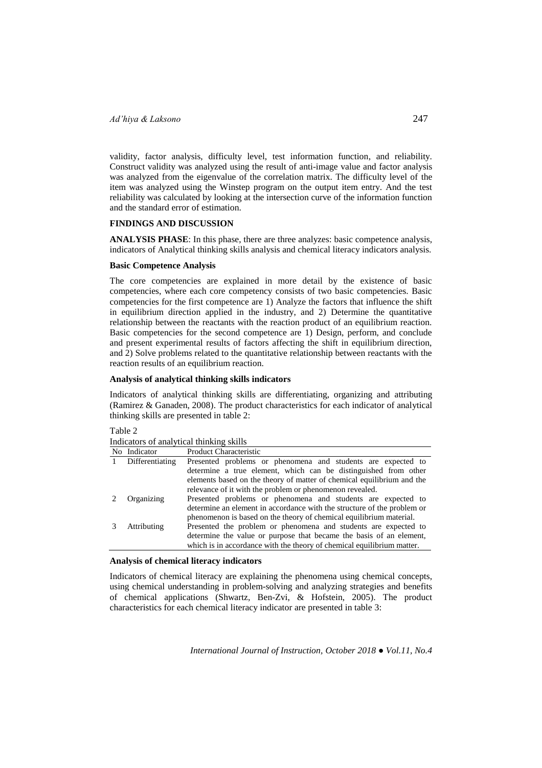validity, factor analysis, difficulty level, test information function, and reliability. Construct validity was analyzed using the result of anti-image value and factor analysis was analyzed from the eigenvalue of the correlation matrix. The difficulty level of the item was analyzed using the Winstep program on the output item entry. And the test reliability was calculated by looking at the intersection curve of the information function and the standard error of estimation.

## FINDINGS AND DISCUSSION

**ANALYSIS PHASE**: In this phase, there are three analyzes: basic competence analysis, indicators of Analytical thinking skills analysis and chemical literacy indicators analysis.

### Basic Competence Analysis

The core competencies are explained in more detail by the existence of basic competencies, where each core competency consists of two basic competencies. Basic competencies for the first competence are 1) Analyze the factors that influence the shift in equilibrium direction applied in the industry, and 2) Determine the quantitative relationship between the reactants with the reaction product of an equilibrium reaction. Basic competencies for the second competence are 1) Design, perform, and conclude and present experimental results of factors affecting the shift in equilibrium direction, and 2) Solve problems related to the quantitative relationship between reactants with the reaction results of an equilibrium reaction.

### Analysis of analytical thinking skills indicators

Indicators of analytical thinking skills are differentiating, organizing and attributing (Ramirez & Ganaden, 2008). The product characteristics for each indicator of analytical thinking skills are presented in table 2:

Table 2
Indicators of analytical thinking skills

| No | Indicator | Product Characteristic |
|---|---|---|
| 1 | Differentiating | Presented problems or phenomena and students are expected to determine a true element, which can be distinguished from other elements based on the theory of matter of chemical equilibrium and the relevance of it with the problem or phenomenon revealed. |
| 2 | Organizing | Presented problems or phenomena and students are expected to determine an element in accordance with the structure of the problem or phenomenon is based on the theory of chemical equilibrium material. |
| 3 | Attributing | Presented the problem or phenomena and students are expected to determine the value or purpose that became the basis of an element, which is in accordance with the theory of chemical equilibrium matter. |

### Analysis of chemical literacy indicators

Indicators of chemical literacy are explaining the phenomena using chemical concepts, using chemical understanding in problem-solving and analyzing strategies and benefits of chemical applications (Shwartz, Ben-Zvi, & Hofstein, 2005). The product characteristics for each chemical literacy indicator are presented in table 3: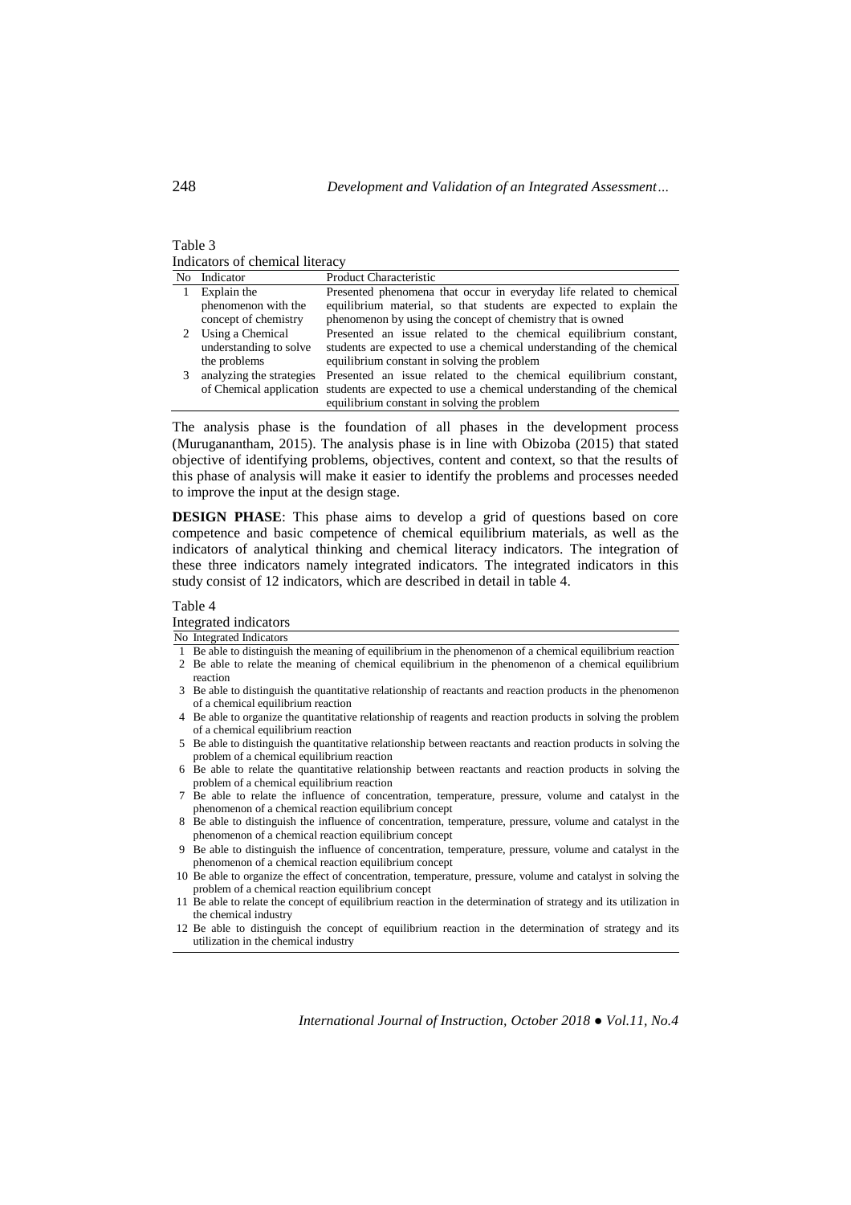Table 3

Indicators of chemical literacy

| No | Indicator | Product Characteristic |
|---|---|---|
| 1 | Explain the phenomenon with the concept of chemistry | Presented phenomena that occur in everyday life related to chemical equilibrium material, so that students are expected to explain the phenomenon by using the concept of chemistry that is owned |
| 2 | Using a Chemical understanding to solve the problems | Presented an issue related to the chemical equilibrium constant, students are expected to use a chemical understanding of the chemical equilibrium constant in solving the problem |
| 3 | analyzing the strategies of Chemical application | Presented an issue related to the chemical equilibrium constant, students are expected to use a chemical understanding of the chemical equilibrium constant in solving the problem |

The analysis phase is the foundation of all phases in the development process (Muruganantham, 2015). The analysis phase is in line with Obizoba (2015) that stated objective of identifying problems, objectives, content and context, so that the results of this phase of analysis will make it easier to identify the problems and processes needed to improve the input at the design stage.

**DESIGN PHASE**: This phase aims to develop a grid of questions based on core competence and basic competence of chemical equilibrium materials, as well as the indicators of analytical thinking and chemical literacy indicators. The integration of these three indicators namely integrated indicators. The integrated indicators in this study consist of 12 indicators, which are described in detail in table 4.

Table 4

Integrated indicators

| No | Integrated Indicators |
|---|---|
| 1 | Be able to distinguish the meaning of equilibrium in the phenomenon of a chemical equilibrium reaction |
| 2 | Be able to relate the meaning of chemical equilibrium in the phenomenon of a chemical equilibrium reaction |
| 3 | Be able to distinguish the quantitative relationship of reactants and reaction products in the phenomenon of a chemical equilibrium reaction |
| 4 | Be able to organize the quantitative relationship of reagents and reaction products in solving the problem of a chemical equilibrium reaction |
| 5 | Be able to distinguish the quantitative relationship between reactants and reaction products in solving the problem of a chemical equilibrium reaction |
| 6 | Be able to relate the quantitative relationship between reactants and reaction products in solving the problem of a chemical equilibrium reaction |
| 7 | Be able to relate the influence of concentration, temperature, pressure, volume and catalyst in the phenomenon of a chemical reaction equilibrium concept |
| 8 | Be able to distinguish the influence of concentration, temperature, pressure, volume and catalyst in the phenomenon of a chemical reaction equilibrium concept |
| 9 | Be able to distinguish the influence of concentration, temperature, pressure, volume and catalyst in the phenomenon of a chemical reaction equilibrium concept |
| 10 | Be able to organize the effect of concentration, temperature, pressure, volume and catalyst in solving the problem of a chemical reaction equilibrium concept |
| 11 | Be able to relate the concept of equilibrium reaction in the determination of strategy and its utilization in the chemical industry |
| 12 | Be able to distinguish the concept of equilibrium reaction in the determination of strategy and its utilization in the chemical industry |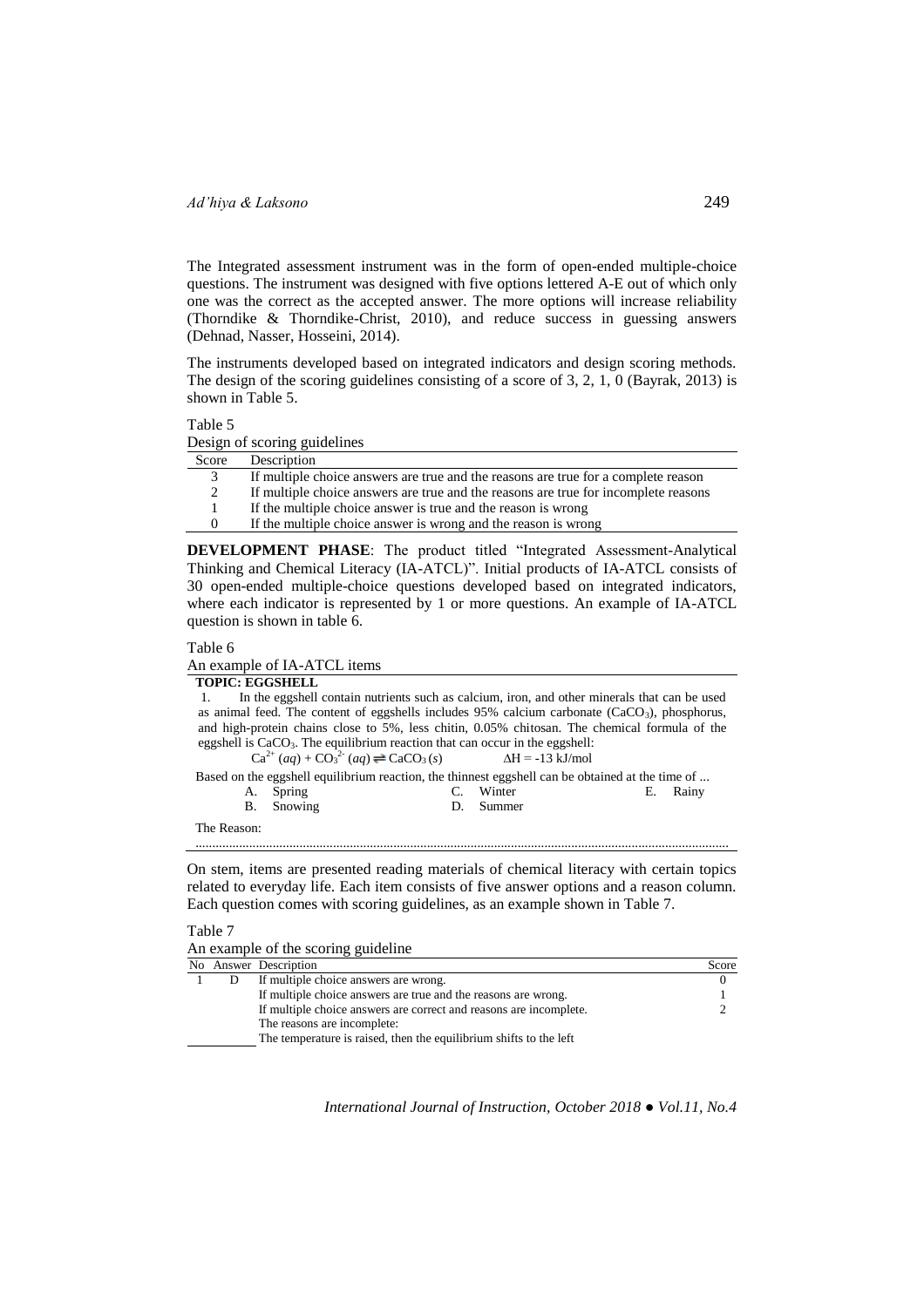The Integrated assessment instrument was in the form of open-ended multiple-choice questions. The instrument was designed with five options lettered A-E out of which only one was the correct as the accepted answer. The more options will increase reliability (Thorndike & Thorndike-Christ, 2010), and reduce success in guessing answers (Dehnad, Nasser, Hosseini, 2014).

The instruments developed based on integrated indicators and design scoring methods. The design of the scoring guidelines consisting of a score of 3, 2, 1, 0 (Bayrak, 2013) is shown in Table 5.

Table 5

Design of scoring guidelines

| Score | Description |
|---|---|
| 3 | If multiple choice answers are true and the reasons are true for a complete reason |
| 2 | If multiple choice answers are true and the reasons are true for incomplete reasons |
| 1 | If the multiple choice answer is true and the reason is wrong |
| 0 | If the multiple choice answer is wrong and the reason is wrong |

**DEVELOPMENT PHASE**: The product titled "Integrated Assessment-Analytical Thinking and Chemical Literacy (IA-ATCL)". Initial products of IA-ATCL consists of 30 open-ended multiple-choice questions developed based on integrated indicators, where each indicator is represented by 1 or more questions. An example of IA-ATCL question is shown in table 6.

Table 6

An example of IA-ATCL items

**TOPIC: EGGSHELL**

1. In the eggshell contain nutrients such as calcium, iron, and other minerals that can be used as animal feed. The content of eggshells includes 95% calcium carbonate ($CaCO_3$), phosphorus, and high-protein chains close to 5%, less chitin, 0.05% chitosan. The chemical formula of the eggshell is $CaCO_3$. The equilibrium reaction that can occur in the eggshell:

$$Ca^{2+}(aq) + CO_3^{2-}(aq) \rightleftharpoons CaCO_3(s) \qquad \Delta H = -13 \text{ kJ/mol}$$

Based on the eggshell equilibrium reaction, the thinnest eggshell can be obtained at the time of ...

A. Spring
B. Snowing
C. Winter
D. Summer
E. Rainy

The Reason:

...........................................................................................................................................................

On stem, items are presented reading materials of chemical literacy with certain topics related to everyday life. Each item consists of five answer options and a reason column. Each question comes with scoring guidelines, as an example shown in Table 7.

Table 7

An example of the scoring guideline

| No | Answer | Description | Score |
|---|---|---|---|
| 1 | D | If multiple choice answers are wrong. | 0 |
| | | If multiple choice answers are true and the reasons are wrong. | 1 |
| | | If multiple choice answers are correct and reasons are incomplete. | 2 |
| | | The reasons are incomplete: | |
| | | The temperature is raised, then the equilibrium shifts to the left | |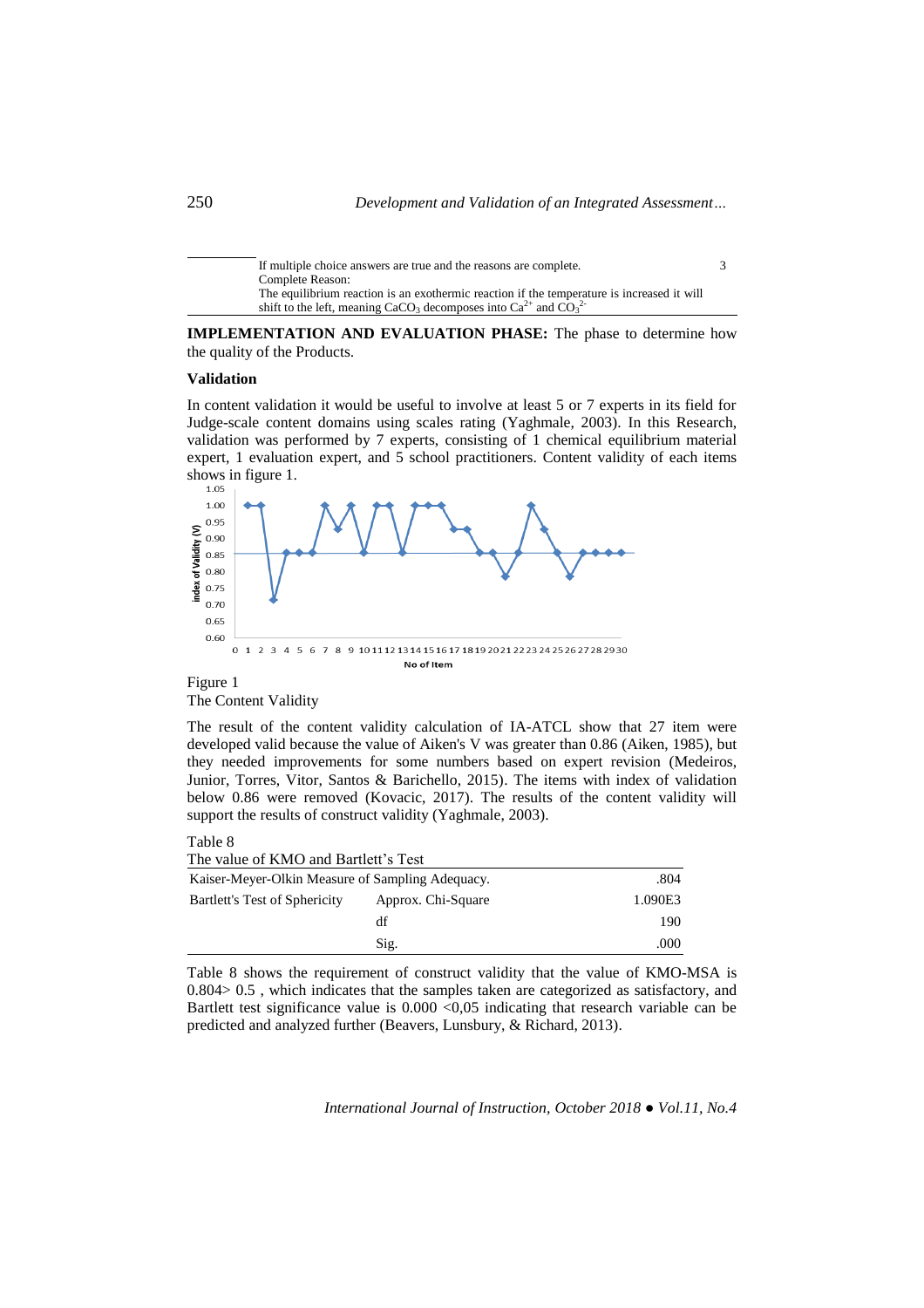| | If multiple choice answers are true and the reasons are complete. Complete Reason: The equilibrium reaction is an exothermic reaction if the temperature is increased it will shift to the left, meaning $CaCO_3$ decomposes into $Ca^{2+}$ and $CO_3^{2-}$ | 3 |
|---|---|---|

**IMPLEMENTATION AND EVALUATION PHASE:** The phase to determine how the quality of the Products.

**Validation**

In content validation it would be useful to involve at least 5 or 7 experts in its field for Judge-scale content domains using scales rating (Yaghmale, 2003). In this Research, validation was performed by 7 experts, consisting of 1 chemical equilibrium material expert, 1 evaluation expert, and 5 school practitioners. Content validity of each items shows in figure 1.

Figure 1
The Content Validity

The result of the content validity calculation of IA-ATCL show that 27 item were developed valid because the value of Aiken's V was greater than 0.86 (Aiken, 1985), but they needed improvements for some numbers based on expert revision (Medeiros, Junior, Torres, Vitor, Santos & Barichello, 2015). The items with index of validation below 0.86 were removed (Kovacic, 2017). The results of the content validity will support the results of construct validity (Yaghmale, 2003).

Table 8
The value of KMO and Bartlett's Test

| Kaiser-Meyer-Olkin Measure of Sampling Adequacy. | | .804 |
|---|---|---|
| Bartlett's Test of Sphericity | Approx. Chi-Square | 1.090E3 |
| | df | 190 |
| | Sig. | .000 |

Table 8 shows the requirement of construct validity that the value of KMO-MSA is 0.804> 0.5 , which indicates that the samples taken are categorized as satisfactory, and Bartlett test significance value is 0.000 <0,05 indicating that research variable can be predicted and analyzed further (Beavers, Lunsbury, & Richard, 2013).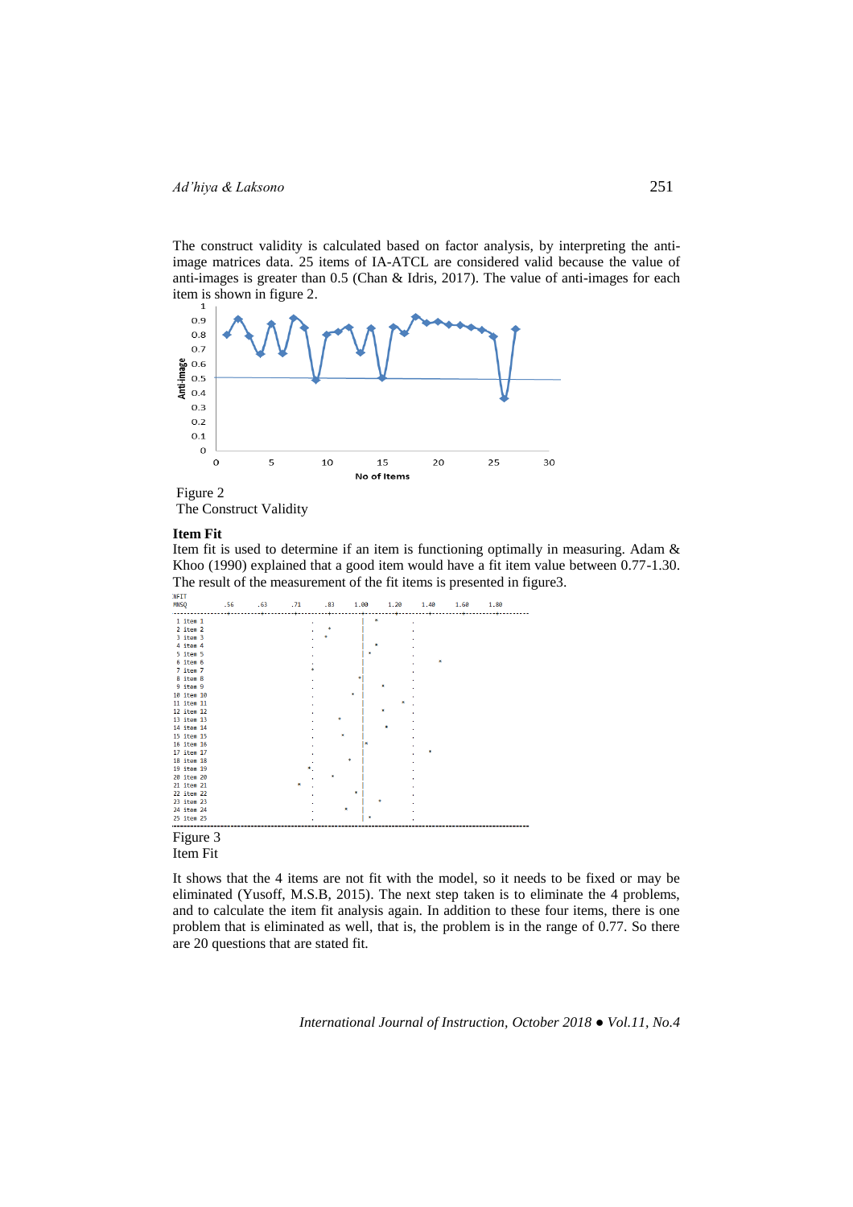The construct validity is calculated based on factor analysis, by interpreting the anti-image matrices data. 25 items of IA-ATCL are considered valid because the value of anti-images is greater than 0.5 (Chan & Idris, 2017). The value of anti-images for each item is shown in figure 2.

Figure 2
The Construct Validity

**Item Fit**

Item fit is used to determine if an item is functioning optimally in measuring. Adam & Khoo (1990) explained that a good item would have a fit item value between 0.77-1.30. The result of the measurement of the fit items is presented in figure3.

Figure 3
Item Fit

It shows that the 4 items are not fit with the model, so it needs to be fixed or may be eliminated (Yusoff, M.S.B, 2015). The next step taken is to eliminate the 4 problems, and to calculate the item fit analysis again. In addition to these four items, there is one problem that is eliminated as well, that is, the problem is in the range of 0.77. So there are 20 questions that are stated fit.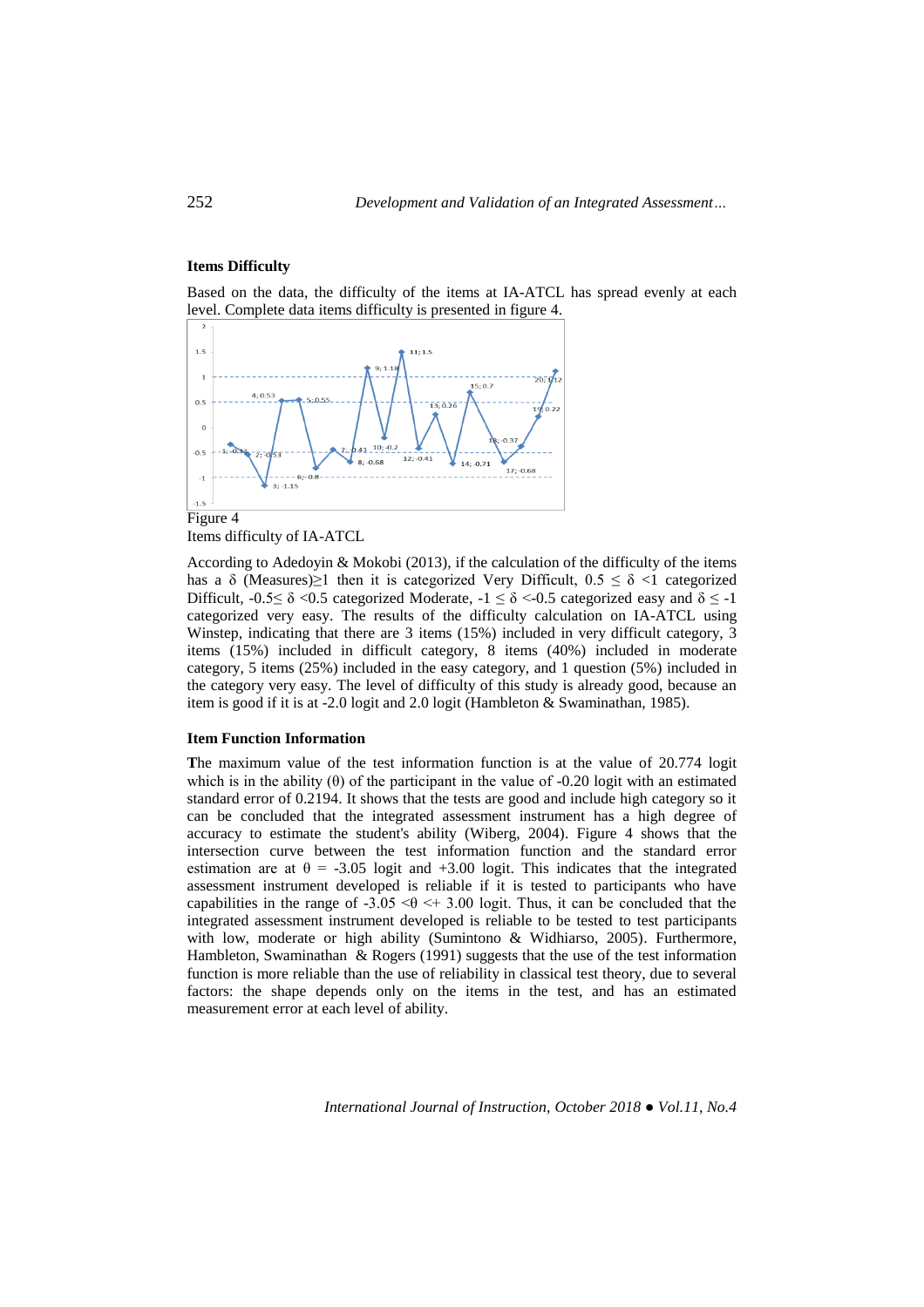### Items Difficulty

Based on the data, the difficulty of the items at IA-ATCL has spread evenly at each level. Complete data items difficulty is presented in figure 4.

Figure 4
Items difficulty of IA-ATCL

According to Adedoyin & Mokobi (2013), if the calculation of the difficulty of the items has a δ (Measures)≥1 then it is categorized Very Difficult, $0.5 \leq \delta < 1$ categorized Difficult, $-0.5 \leq \delta < 0.5$ categorized Moderate, $-1 \leq \delta < -0.5$ categorized easy and $\delta \leq -1$ categorized very easy. The results of the difficulty calculation on IA-ATCL using Winstep, indicating that there are 3 items (15%) included in very difficult category, 3 items (15%) included in difficult category, 8 items (40%) included in moderate category, 5 items (25%) included in the easy category, and 1 question (5%) included in the category very easy. The level of difficulty of this study is already good, because an item is good if it is at -2.0 logit and 2.0 logit (Hambleton & Swaminathan, 1985).

### Item Function Information

The maximum value of the test information function is at the value of 20.774 logit which is in the ability (θ) of the participant in the value of -0.20 logit with an estimated standard error of 0.2194. It shows that the tests are good and include high category so it can be concluded that the integrated assessment instrument has a high degree of accuracy to estimate the student's ability (Wiberg, 2004). Figure 4 shows that the intersection curve between the test information function and the standard error estimation are at $\theta$ = -3.05 logit and +3.00 logit. This indicates that the integrated assessment instrument developed is reliable if it is tested to participants who have capabilities in the range of $-3.05 < \theta < +3.00$ logit. Thus, it can be concluded that the integrated assessment instrument developed is reliable to be tested to test participants with low, moderate or high ability (Sumintono & Widhiarso, 2005). Furthermore, Hambleton, Swaminathan & Rogers (1991) suggests that the use of the test information function is more reliable than the use of reliability in classical test theory, due to several factors: the shape depends only on the items in the test, and has an estimated measurement error at each level of ability.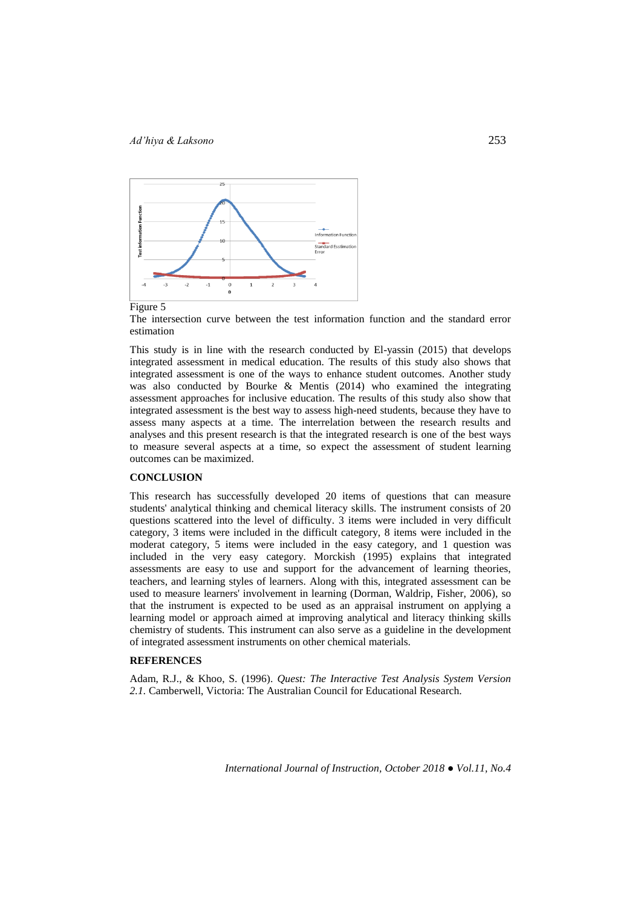Figure 5

The intersection curve between the test information function and the standard error estimation

This study is in line with the research conducted by El-yassin (2015) that develops integrated assessment in medical education. The results of this study also shows that integrated assessment is one of the ways to enhance student outcomes. Another study was also conducted by Bourke & Mentis (2014) who examined the integrating assessment approaches for inclusive education. The results of this study also show that integrated assessment is the best way to assess high-need students, because they have to assess many aspects at a time. The interrelation between the research results and analyses and this present research is that the integrated research is one of the best ways to measure several aspects at a time, so expect the assessment of student learning outcomes can be maximized.

## CONCLUSION

This research has successfully developed 20 items of questions that can measure students' analytical thinking and chemical literacy skills. The instrument consists of 20 questions scattered into the level of difficulty. 3 items were included in very difficult category, 3 items were included in the difficult category, 8 items were included in the moderat category, 5 items were included in the easy category, and 1 question was included in the very easy category. Morckish (1995) explains that integrated assessments are easy to use and support for the advancement of learning theories, teachers, and learning styles of learners. Along with this, integrated assessment can be used to measure learners' involvement in learning (Dorman, Waldrip, Fisher, 2006), so that the instrument is expected to be used as an appraisal instrument on applying a learning model or approach aimed at improving analytical and literacy thinking skills chemistry of students. This instrument can also serve as a guideline in the development of integrated assessment instruments on other chemical materials.

## REFERENCES

Adam, R.J., & Khoo, S. (1996). *Quest: The Interactive Test Analysis System Version 2.1.* Camberwell, Victoria: The Australian Council for Educational Research.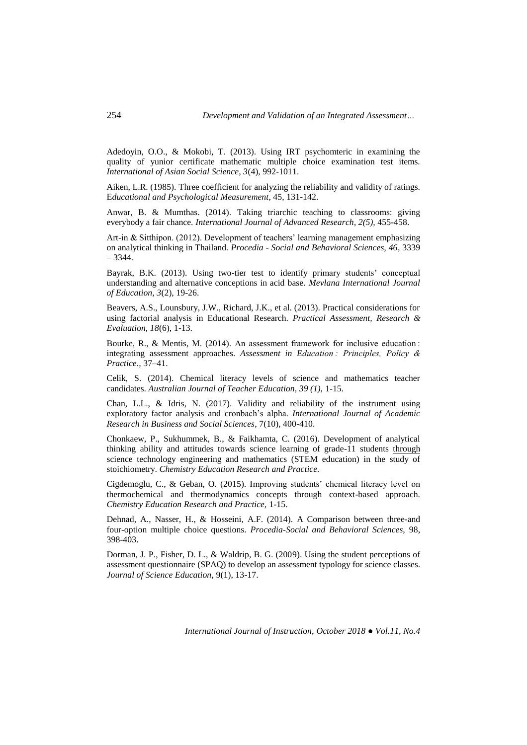Adedoyin, O.O., & Mokobi, T. (2013). Using IRT psychomteric in examining the quality of yunior certificate mathematic multiple choice examination test items. *International of Asian Social Science, 3*(4), 992-1011.

Aiken, L.R. (1985). Three coefficient for analyzing the reliability and validity of ratings. E*ducational and Psychological Measurement*, 45, 131-142.

Anwar, B. & Mumthas. (2014). Taking triarchic teaching to classrooms: giving everybody a fair chance. *International Journal of Advanced Research, 2(5),* 455-458.

Art-in & Sitthipon. (2012). Development of teachers' learning management emphasizing on analytical thinking in Thailand. *Procedia - Social and Behavioral Sciences, 46*, 3339 – 3344.

Bayrak, B.K. (2013). Using two-tier test to identify primary students' conceptual understanding and alternative conceptions in acid base. *Mevlana International Journal of Education, 3*(2), 19-26.

Beavers, A.S., Lounsbury, J.W., Richard, J.K., et al. (2013). Practical considerations for using factorial analysis in Educational Research. *Practical Assessment, Research & Evaluation, 18*(6), 1-13.

Bourke, R., & Mentis, M. (2014). An assessment framework for inclusive education : integrating assessment approaches. *Assessment in Education : Principles, Policy & Practice*., 37–41.

Celik, S. (2014). Chemical literacy levels of science and mathematics teacher candidates. *Australian Journal of Teacher Education, 39 (1),* 1-15.

Chan, L.L., & Idris, N. (2017). Validity and reliability of the instrument using exploratory factor analysis and cronbach's alpha. *International Journal of Academic Research in Business and Social Sciences,* 7(10), 400-410.

Chonkaew, P., Sukhummek, B., & Faikhamta, C. (2016). Development of analytical thinking ability and attitudes towards science learning of grade-11 students through science technology engineering and mathematics (STEM education) in the study of stoichiometry. *Chemistry Education Research and Practice.*

Cigdemoglu, C., & Geban, O. (2015). Improving students' chemical literacy level on thermochemical and thermodynamics concepts through context-based approach. *Chemistry Education Research and Practice,* 1-15.

Dehnad, A., Nasser, H., & Hosseini, A.F. (2014). A Comparison between three-and four-option multiple choice questions. *Procedia-Social and Behavioral Sciences,* 98, 398-403.

Dorman, J. P., Fisher, D. L., & Waldrip, B. G. (2009). Using the student perceptions of assessment questionnaire (SPAQ) to develop an assessment typology for science classes. *Journal of Science Education*, 9(1), 13-17.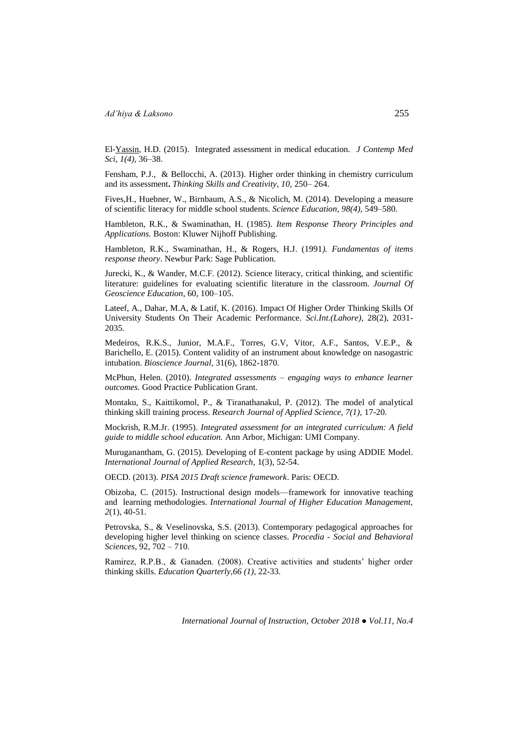El-Yassin, H.D. (2015). Integrated assessment in medical education. *J Contemp Med Sci, 1(4),* 36–38.

Fensham, P.J., & Bellocchi, A. (2013). Higher order thinking in chemistry curriculum and its assessment**.** *Thinking Skills and Creativity, 10,* 250– 264.

Fives,H., Huebner, W., Birnbaum, A.S., & Nicolich, M. (2014). Developing a measure of scientific literacy for middle school students. *Science Education, 98(4),* 549–580.

Hambleton, R.K., & Swaminathan, H. (1985). *Item Response Theory Principles and Applications.* Boston: Kluwer Nijhoff Publishing.

Hambleton, R.K., Swaminathan, H., & Rogers, H.J. (1991*). Fundamentas of items response theory*. Newbur Park: Sage Publication.

Jurecki, K., & Wander, M.C.F. (2012). Science literacy, critical thinking, and scientific literature: guidelines for evaluating scientific literature in the classroom. *Journal Of Geoscience Education*, 60, 100–105.

Lateef, A., Dahar, M.A, & Latif, K. (2016). Impact Of Higher Order Thinking Skills Of University Students On Their Academic Performance. *Sci.Int.(Lahore),* 28(2), 2031-2035.

Medeiros, R.K.S., Junior, M.A.F., Torres, G.V, Vitor, A.F., Santos, V.E.P., & Barichello, E. (2015). Content validity of an instrument about knowledge on nasogastric intubation. *Bioscience Journal,* 31(6), 1862-1870.

McPhun, Helen. (2010). *Integrated assessments – engaging ways to enhance learner outcomes.* Good Practice Publication Grant.

Montaku, S., Kaittikomol, P., & Tiranathanakul, P. (2012). The model of analytical thinking skill training process. *Research Journal of Applied Science, 7(1),* 17-20.

Mockrish, R.M.Jr. (1995). *Integrated assessment for an integrated curriculum: A field guide to middle school education.* Ann Arbor, Michigan: UMI Company.

Muruganantham, G. (2015). Developing of E-content package by using ADDIE Model. *International Journal of Applied Research,* 1(3), 52-54.

OECD. (2013). *PISA 2015 Draft science framework*. Paris: OECD.

Obizoba, C. (2015). Instructional design models—framework for innovative teaching and learning methodologies. *International Journal of Higher Education Management, 2*(1), 40-51.

Petrovska, S., & Veselinovska, S.S. (2013). Contemporary pedagogical approaches for developing higher level thinking on science classes. *Procedia - Social and Behavioral Sciences*, 92, 702 – 710.

Ramirez, R.P.B., & Ganaden. (2008). Creative activities and students' higher order thinking skills. *Education Quarterly,66 (1),* 22-33.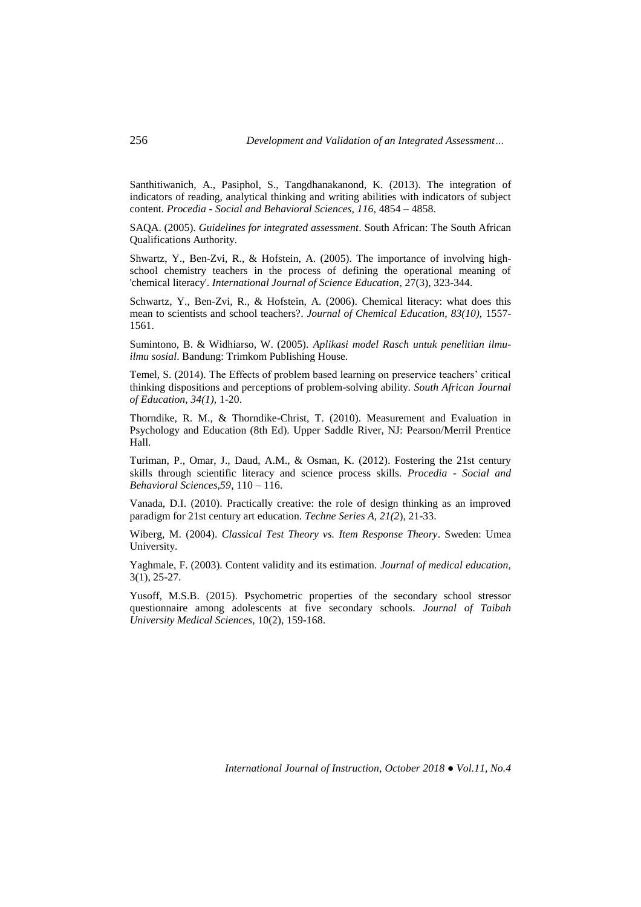Santhitiwanich, A., Pasiphol, S., Tangdhanakanond, K. (2013). The integration of indicators of reading, analytical thinking and writing abilities with indicators of subject content. *Procedia - Social and Behavioral Sciences, 116,* 4854 – 4858.

SAQA. (2005). *Guidelines for integrated assessment*. South African: The South African Qualifications Authority.

Shwartz, Y., Ben-Zvi, R., & Hofstein, A. (2005). The importance of involving high-school chemistry teachers in the process of defining the operational meaning of 'chemical literacy'. *International Journal of Science Education*, 27(3), 323-344.

Schwartz, Y., Ben-Zvi, R., & Hofstein, A. (2006). Chemical literacy: what does this mean to scientists and school teachers?. *Journal of Chemical Education, 83(10),* 1557-1561.

Sumintono, B. & Widhiarso, W. (2005). *Aplikasi model Rasch untuk penelitian ilmu-ilmu sosial*. Bandung: Trimkom Publishing House.

Temel, S. (2014). The Effects of problem based learning on preservice teachers' critical thinking dispositions and perceptions of problem-solving ability. *South African Journal of Education, 34(1),* 1-20.

Thorndike, R. M., & Thorndike-Christ, T. (2010). Measurement and Evaluation in Psychology and Education (8th Ed). Upper Saddle River, NJ: Pearson/Merril Prentice Hall.

Turiman, P., Omar, J., Daud, A.M., & Osman, K. (2012). Fostering the 21st century skills through scientific literacy and science process skills. *Procedia - Social and Behavioral Sciences,59*, 110 – 116.

Vanada, D.I. (2010). Practically creative: the role of design thinking as an improved paradigm for 21st century art education. *Techne Series A, 21(2*), 21-33.

Wiberg, M. (2004). *Classical Test Theory vs. Item Response Theory*. Sweden: Umea University.

Yaghmale, F. (2003). Content validity and its estimation. *Journal of medical education,* 3(1), 25-27.

Yusoff, M.S.B. (2015). Psychometric properties of the secondary school stressor questionnaire among adolescents at five secondary schools. *Journal of Taibah University Medical Sciences,* 10(2), 159-168.